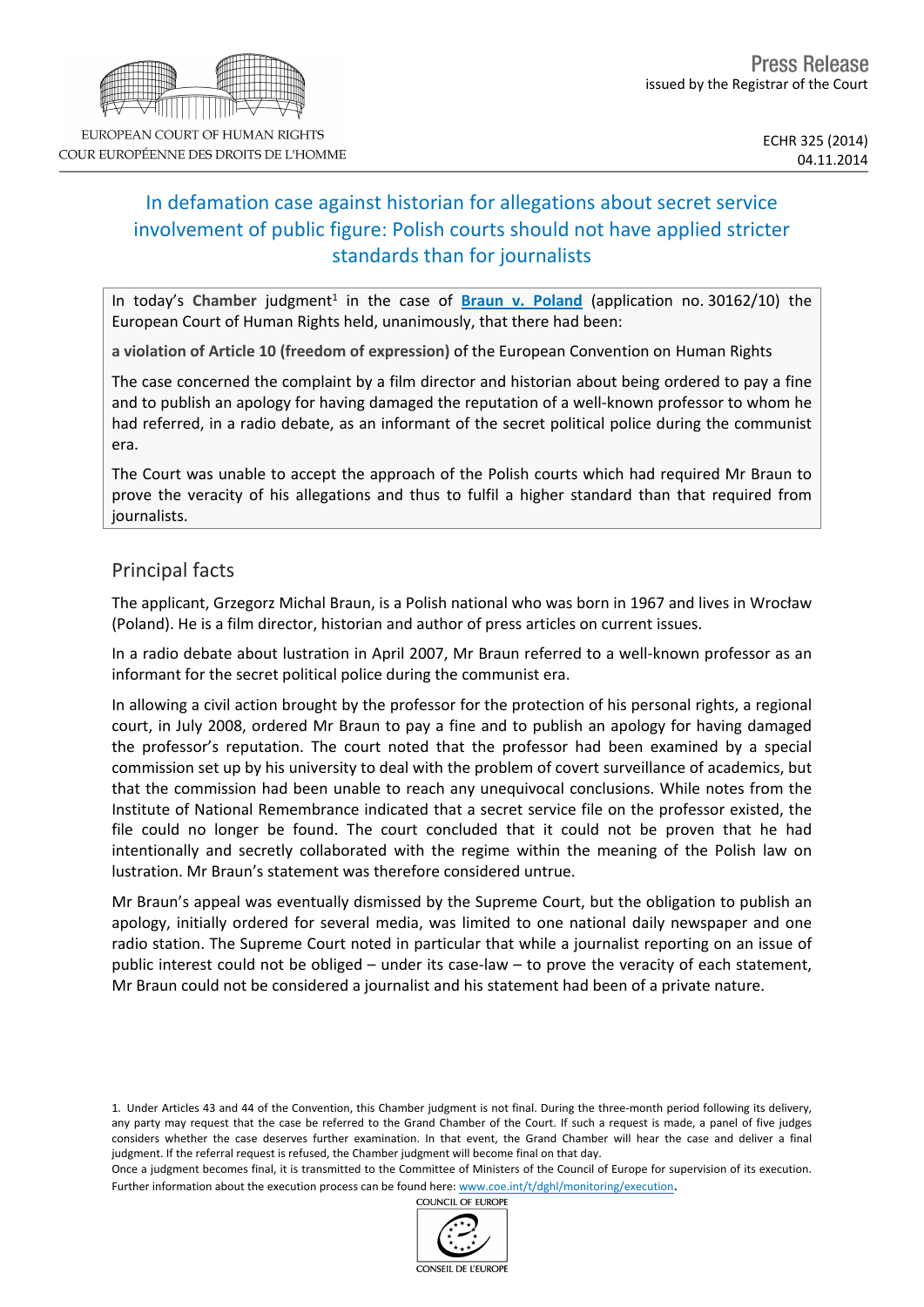EUROPEAN COURT OF HUMAN RIGHTS
COUR EUROPÉENNE DES DROITS DE L'HOMME

Press Release
issued by the Registrar of the Court

ECHR 325 (2014)
04.11.2014

# In defamation case against historian for allegations about secret service involvement of public figure: Polish courts should not have applied stricter standards than for journalists

In today's **Chamber** judgment[1] in the case of **Braun v. Poland** (application no. 30162/10) the European Court of Human Rights held, unanimously, that there had been:

**a violation of Article 10 (freedom of expression)** of the European Convention on Human Rights

The case concerned the complaint by a film director and historian about being ordered to pay a fine and to publish an apology for having damaged the reputation of a well-known professor to whom he had referred, in a radio debate, as an informant of the secret political police during the communist era.

The Court was unable to accept the approach of the Polish courts which had required Mr Braun to prove the veracity of his allegations and thus to fulfil a higher standard than that required from journalists.

## Principal facts

The applicant, Grzegorz Michal Braun, is a Polish national who was born in 1967 and lives in Wrocław (Poland). He is a film director, historian and author of press articles on current issues.

In a radio debate about lustration in April 2007, Mr Braun referred to a well-known professor as an informant for the secret political police during the communist era.

In allowing a civil action brought by the professor for the protection of his personal rights, a regional court, in July 2008, ordered Mr Braun to pay a fine and to publish an apology for having damaged the professor's reputation. The court noted that the professor had been examined by a special commission set up by his university to deal with the problem of covert surveillance of academics, but that the commission had been unable to reach any unequivocal conclusions. While notes from the Institute of National Remembrance indicated that a secret service file on the professor existed, the file could no longer be found. The court concluded that it could not be proven that he had intentionally and secretly collaborated with the regime within the meaning of the Polish law on lustration. Mr Braun's statement was therefore considered untrue.

Mr Braun's appeal was eventually dismissed by the Supreme Court, but the obligation to publish an apology, initially ordered for several media, was limited to one national daily newspaper and one radio station. The Supreme Court noted in particular that while a journalist reporting on an issue of public interest could not be obliged – under its case-law – to prove the veracity of each statement, Mr Braun could not be considered a journalist and his statement had been of a private nature.

1. Under Articles 43 and 44 of the Convention, this Chamber judgment is not final. During the three-month period following its delivery, any party may request that the case be referred to the Grand Chamber of the Court. If such a request is made, a panel of five judges considers whether the case deserves further examination. In that event, the Grand Chamber will hear the case and deliver a final judgment. If the referral request is refused, the Chamber judgment will become final on that day.
Once a judgment becomes final, it is transmitted to the Committee of Ministers of the Council of Europe for supervision of its execution. Further information about the execution process can be found here: www.coe.int/t/dghl/monitoring/execution.

COUNCIL OF EUROPE
CONSEIL DE L'EUROPE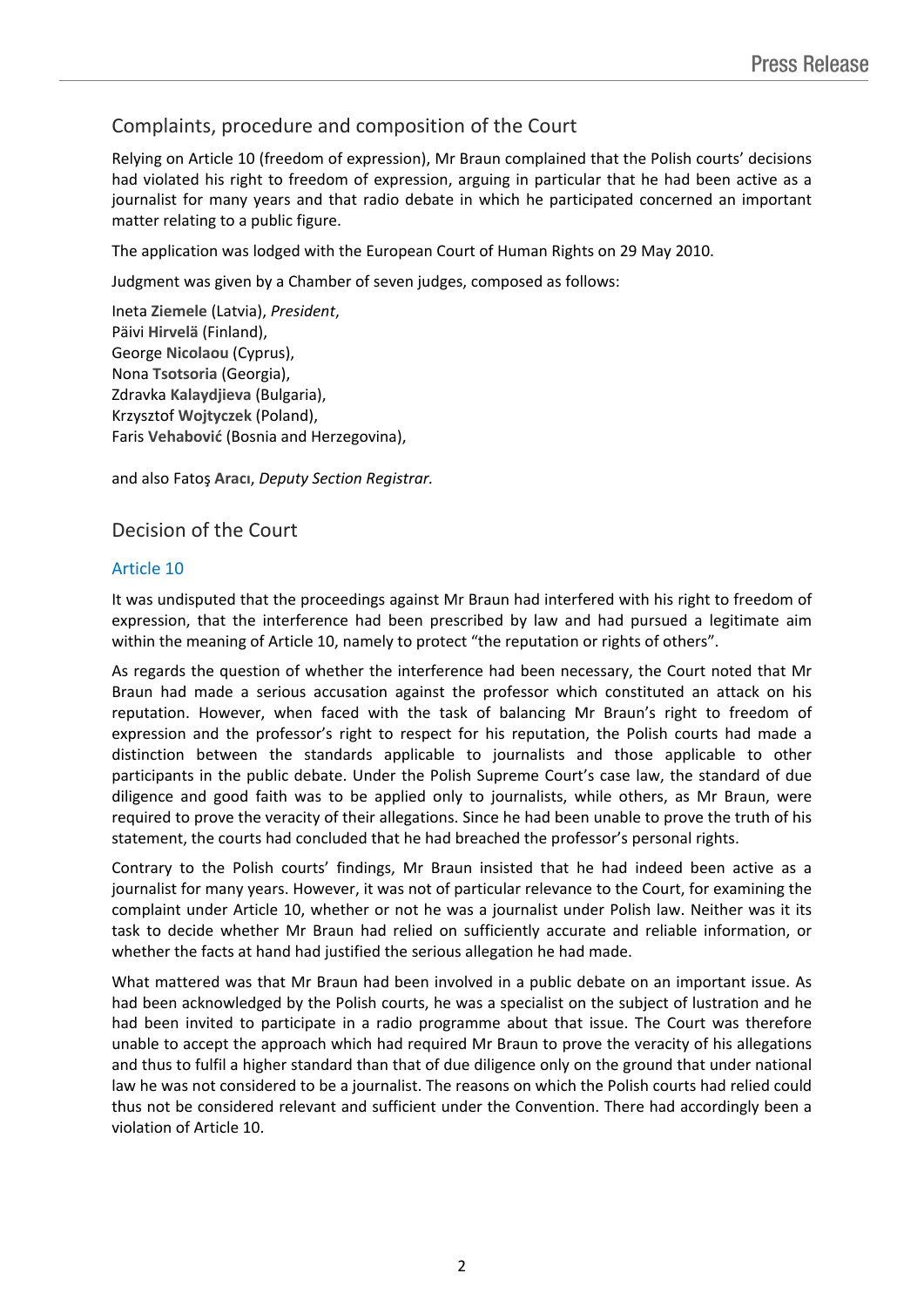## Complaints, procedure and composition of the Court

Relying on Article 10 (freedom of expression), Mr Braun complained that the Polish courts' decisions had violated his right to freedom of expression, arguing in particular that he had been active as a journalist for many years and that radio debate in which he participated concerned an important matter relating to a public figure.

The application was lodged with the European Court of Human Rights on 29 May 2010.

Judgment was given by a Chamber of seven judges, composed as follows:

Ineta **Ziemele** (Latvia), *President*,
Päivi **Hirvelä** (Finland),
George **Nicolaou** (Cyprus),
Nona **Tsotsoria** (Georgia),
Zdravka **Kalaydjieva** (Bulgaria),
Krzysztof **Wojtyczek** (Poland),
Faris **Vehabović** (Bosnia and Herzegovina),

and also Fatoş **Aracı**, *Deputy Section Registrar.*

## Decision of the Court

### Article 10

It was undisputed that the proceedings against Mr Braun had interfered with his right to freedom of expression, that the interference had been prescribed by law and had pursued a legitimate aim within the meaning of Article 10, namely to protect "the reputation or rights of others".

As regards the question of whether the interference had been necessary, the Court noted that Mr Braun had made a serious accusation against the professor which constituted an attack on his reputation. However, when faced with the task of balancing Mr Braun's right to freedom of expression and the professor's right to respect for his reputation, the Polish courts had made a distinction between the standards applicable to journalists and those applicable to other participants in the public debate. Under the Polish Supreme Court's case law, the standard of due diligence and good faith was to be applied only to journalists, while others, as Mr Braun, were required to prove the veracity of their allegations. Since he had been unable to prove the truth of his statement, the courts had concluded that he had breached the professor's personal rights.

Contrary to the Polish courts' findings, Mr Braun insisted that he had indeed been active as a journalist for many years. However, it was not of particular relevance to the Court, for examining the complaint under Article 10, whether or not he was a journalist under Polish law. Neither was it its task to decide whether Mr Braun had relied on sufficiently accurate and reliable information, or whether the facts at hand had justified the serious allegation he had made.

What mattered was that Mr Braun had been involved in a public debate on an important issue. As had been acknowledged by the Polish courts, he was a specialist on the subject of lustration and he had been invited to participate in a radio programme about that issue. The Court was therefore unable to accept the approach which had required Mr Braun to prove the veracity of his allegations and thus to fulfil a higher standard than that of due diligence only on the ground that under national law he was not considered to be a journalist. The reasons on which the Polish courts had relied could thus not be considered relevant and sufficient under the Convention. There had accordingly been a violation of Article 10.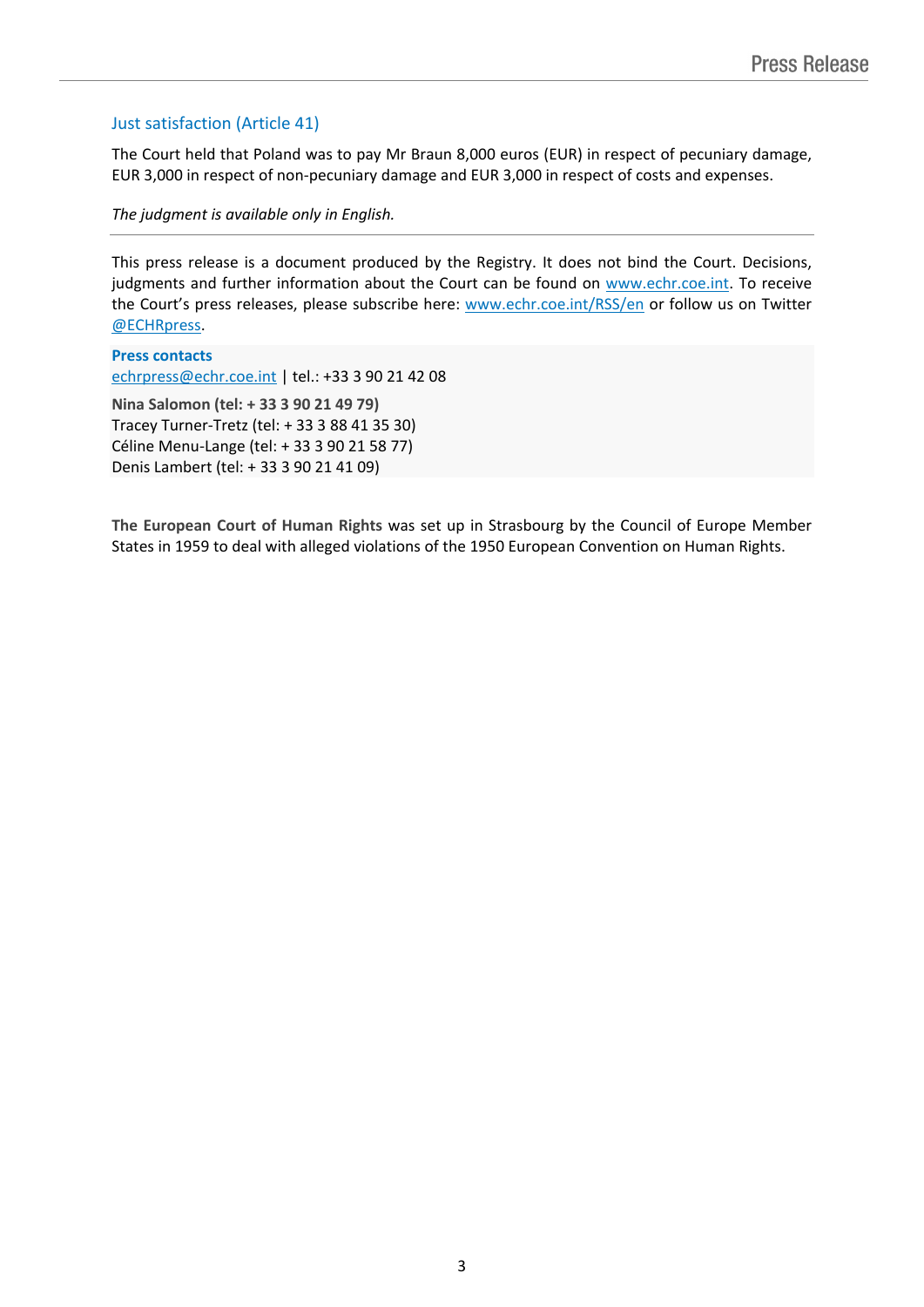## Just satisfaction (Article 41)

The Court held that Poland was to pay Mr Braun 8,000 euros (EUR) in respect of pecuniary damage, EUR 3,000 in respect of non-pecuniary damage and EUR 3,000 in respect of costs and expenses.

*The judgment is available only in English.*

---

This press release is a document produced by the Registry. It does not bind the Court. Decisions, judgments and further information about the Court can be found on [www.echr.coe.int](www.echr.coe.int). To receive the Court's press releases, please subscribe here: [www.echr.coe.int/RSS/en](www.echr.coe.int/RSS/en) or follow us on Twitter [@ECHRpress](@ECHRpress).

**Press contacts**
echrpress@echr.coe.int | tel.: +33 3 90 21 42 08

**Nina Salomon (tel: + 33 3 90 21 49 79)**
Tracey Turner-Tretz (tel: + 33 3 88 41 35 30)
Céline Menu-Lange (tel: + 33 3 90 21 58 77)
Denis Lambert (tel: + 33 3 90 21 41 09)

**The European Court of Human Rights** was set up in Strasbourg by the Council of Europe Member States in 1959 to deal with alleged violations of the 1950 European Convention on Human Rights.